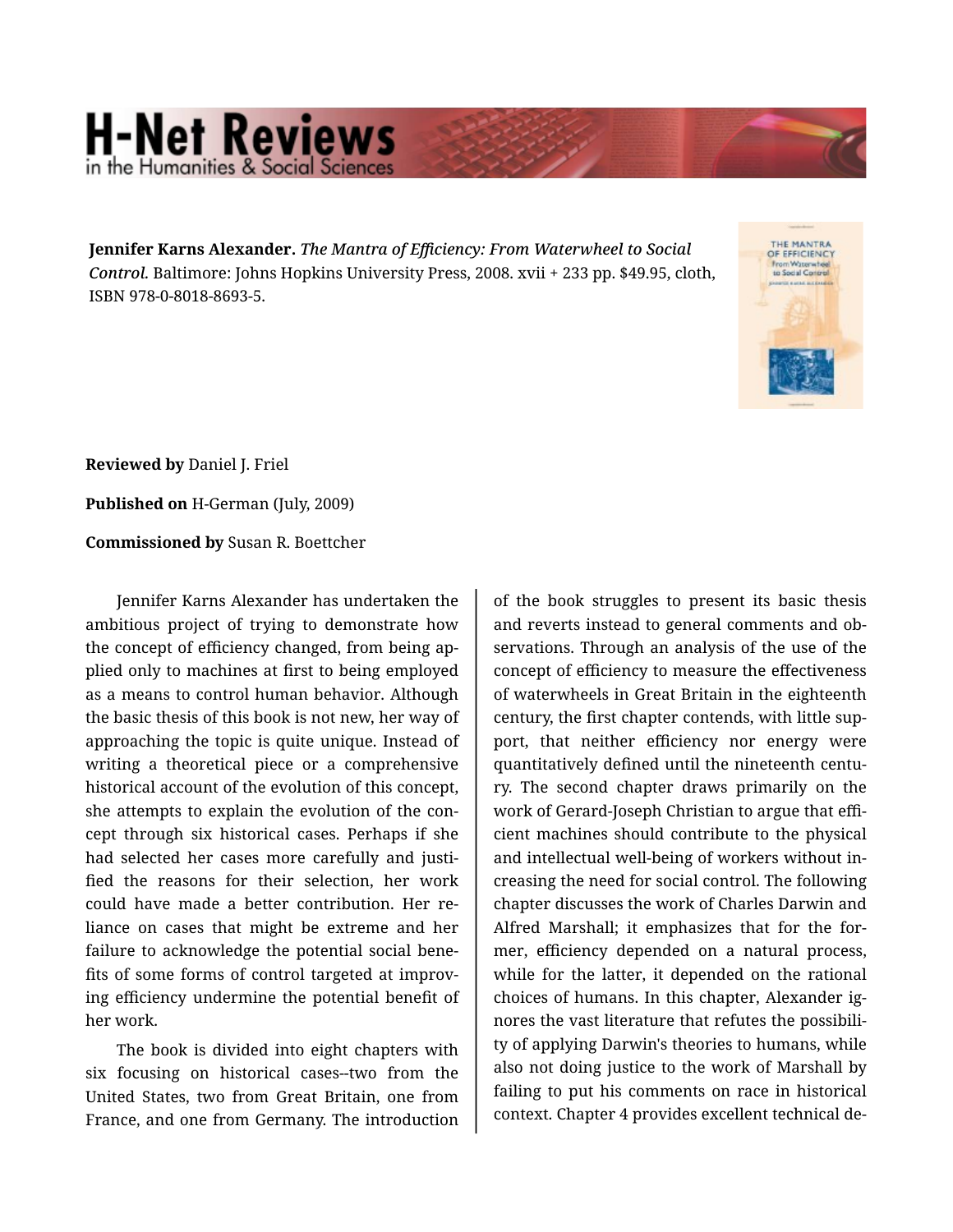**Jennifer Karns Alexander.** *The Mantra of Efficiency: From Waterwheel to Social Control.* Baltimore: Johns Hopkins University Press, 2008. xvii + 233 pp. $49.95, cloth, ISBN 978-0-8018-8693-5.

**Reviewed by** Daniel J. Friel

**Published on** H-German (July, 2009)

**Commissioned by** Susan R. Boettcher

Jennifer Karns Alexander has undertaken the ambitious project of trying to demonstrate how the concept of efficiency changed, from being applied only to machines at first to being employed as a means to control human behavior. Although the basic thesis of this book is not new, her way of approaching the topic is quite unique. Instead of writing a theoretical piece or a comprehensive historical account of the evolution of this concept, she attempts to explain the evolution of the concept through six historical cases. Perhaps if she had selected her cases more carefully and justified the reasons for their selection, her work could have made a better contribution. Her reliance on cases that might be extreme and her failure to acknowledge the potential social benefits of some forms of control targeted at improving efficiency undermine the potential benefit of her work.

The book is divided into eight chapters with six focusing on historical cases--two from the United States, two from Great Britain, one from France, and one from Germany. The introduction of the book struggles to present its basic thesis and reverts instead to general comments and observations. Through an analysis of the use of the concept of efficiency to measure the effectiveness of waterwheels in Great Britain in the eighteenth century, the first chapter contends, with little support, that neither efficiency nor energy were quantitatively defined until the nineteenth century. The second chapter draws primarily on the work of Gerard-Joseph Christian to argue that efficient machines should contribute to the physical and intellectual well-being of workers without increasing the need for social control. The following chapter discusses the work of Charles Darwin and Alfred Marshall; it emphasizes that for the former, efficiency depended on a natural process, while for the latter, it depended on the rational choices of humans. In this chapter, Alexander ignores the vast literature that refutes the possibility of applying Darwin's theories to humans, while also not doing justice to the work of Marshall by failing to put his comments on race in historical context. Chapter 4 provides excellent technical de-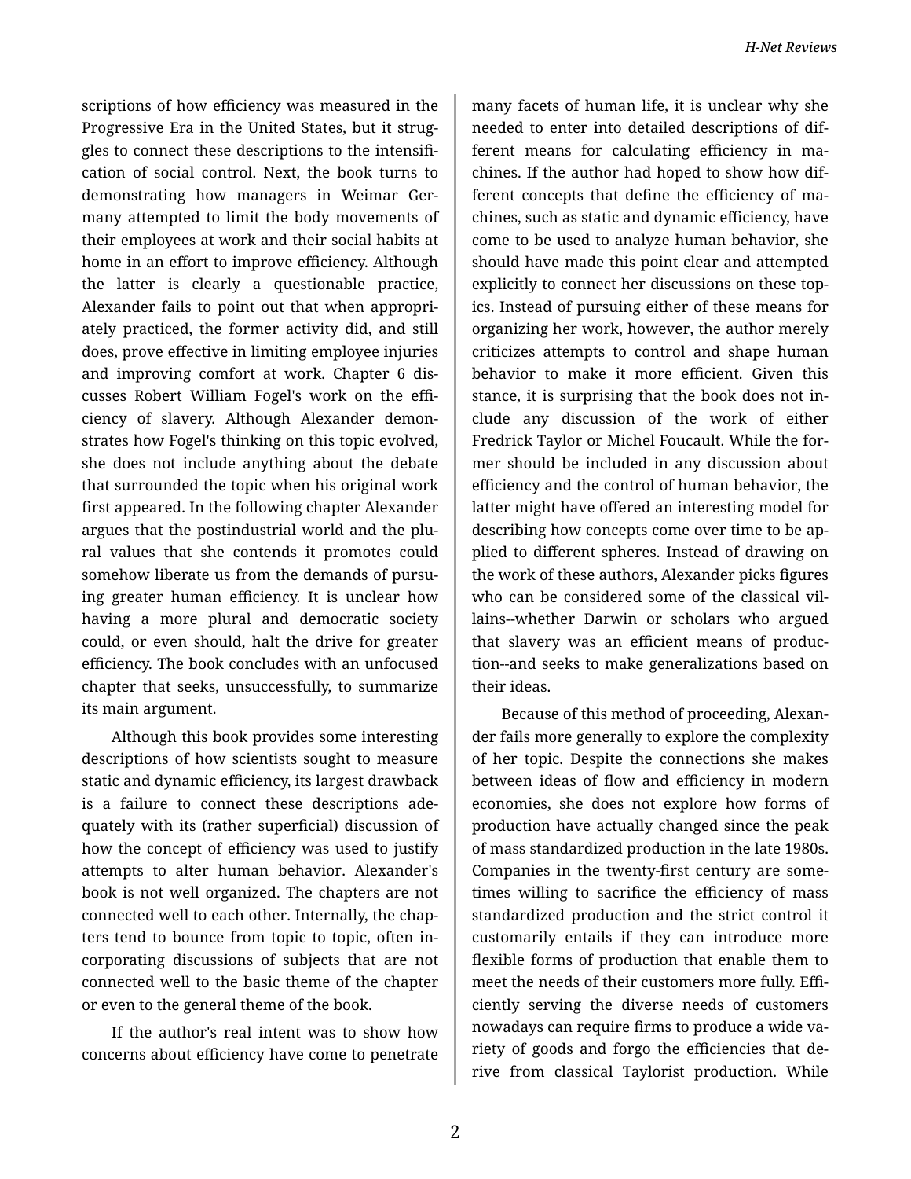scriptions of how efficiency was measured in the Progressive Era in the United States, but it struggles to connect these descriptions to the intensification of social control. Next, the book turns to demonstrating how managers in Weimar Germany attempted to limit the body movements of their employees at work and their social habits at home in an effort to improve efficiency. Although the latter is clearly a questionable practice, Alexander fails to point out that when appropriately practiced, the former activity did, and still does, prove effective in limiting employee injuries and improving comfort at work. Chapter 6 discusses Robert William Fogel's work on the efficiency of slavery. Although Alexander demonstrates how Fogel's thinking on this topic evolved, she does not include anything about the debate that surrounded the topic when his original work first appeared. In the following chapter Alexander argues that the postindustrial world and the plural values that she contends it promotes could somehow liberate us from the demands of pursuing greater human efficiency. It is unclear how having a more plural and democratic society could, or even should, halt the drive for greater efficiency. The book concludes with an unfocused chapter that seeks, unsuccessfully, to summarize its main argument.

Although this book provides some interesting descriptions of how scientists sought to measure static and dynamic efficiency, its largest drawback is a failure to connect these descriptions adequately with its (rather superficial) discussion of how the concept of efficiency was used to justify attempts to alter human behavior. Alexander's book is not well organized. The chapters are not connected well to each other. Internally, the chapters tend to bounce from topic to topic, often incorporating discussions of subjects that are not connected well to the basic theme of the chapter or even to the general theme of the book.

If the author's real intent was to show how concerns about efficiency have come to penetrate many facets of human life, it is unclear why she needed to enter into detailed descriptions of different means for calculating efficiency in machines. If the author had hoped to show how different concepts that define the efficiency of machines, such as static and dynamic efficiency, have come to be used to analyze human behavior, she should have made this point clear and attempted explicitly to connect her discussions on these topics. Instead of pursuing either of these means for organizing her work, however, the author merely criticizes attempts to control and shape human behavior to make it more efficient. Given this stance, it is surprising that the book does not include any discussion of the work of either Fredrick Taylor or Michel Foucault. While the former should be included in any discussion about efficiency and the control of human behavior, the latter might have offered an interesting model for describing how concepts come over time to be applied to different spheres. Instead of drawing on the work of these authors, Alexander picks figures who can be considered some of the classical villains--whether Darwin or scholars who argued that slavery was an efficient means of production--and seeks to make generalizations based on their ideas.

Because of this method of proceeding, Alexander fails more generally to explore the complexity of her topic. Despite the connections she makes between ideas of flow and efficiency in modern economies, she does not explore how forms of production have actually changed since the peak of mass standardized production in the late 1980s. Companies in the twenty-first century are sometimes willing to sacrifice the efficiency of mass standardized production and the strict control it customarily entails if they can introduce more flexible forms of production that enable them to meet the needs of their customers more fully. Efficiently serving the diverse needs of customers nowadays can require firms to produce a wide variety of goods and forgo the efficiencies that derive from classical Taylorist production. While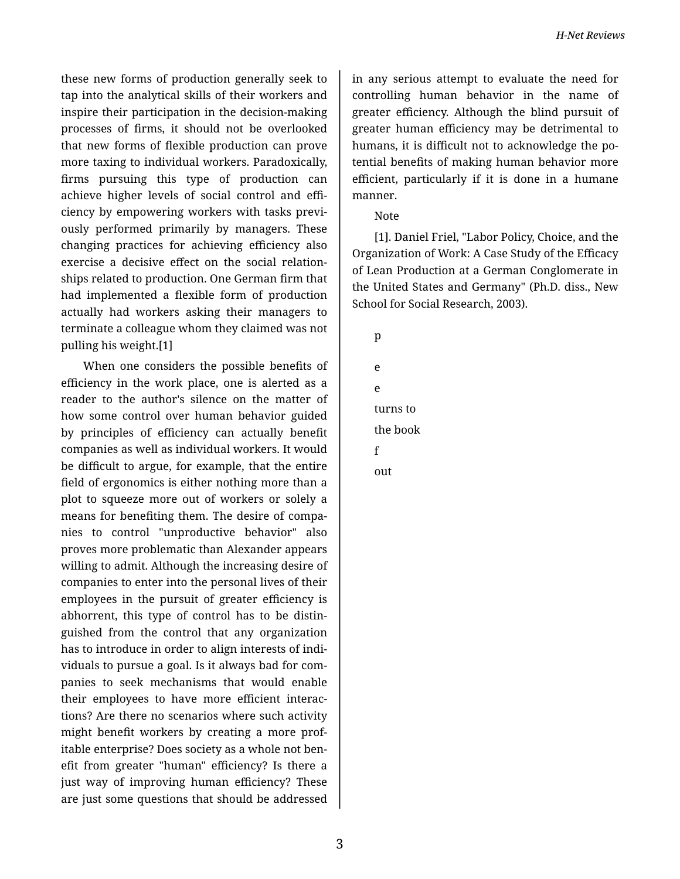these new forms of production generally seek to tap into the analytical skills of their workers and inspire their participation in the decision-making processes of firms, it should not be overlooked that new forms of flexible production can prove more taxing to individual workers. Paradoxically, firms pursuing this type of production can achieve higher levels of social control and efficiency by empowering workers with tasks previously performed primarily by managers. These changing practices for achieving efficiency also exercise a decisive effect on the social relationships related to production. One German firm that had implemented a flexible form of production actually had workers asking their managers to terminate a colleague whom they claimed was not pulling his weight.[1]

When one considers the possible benefits of efficiency in the work place, one is alerted as a reader to the author's silence on the matter of how some control over human behavior guided by principles of efficiency can actually benefit companies as well as individual workers. It would be difficult to argue, for example, that the entire field of ergonomics is either nothing more than a plot to squeeze more out of workers or solely a means for benefiting them. The desire of companies to control "unproductive behavior" also proves more problematic than Alexander appears willing to admit. Although the increasing desire of companies to enter into the personal lives of their employees in the pursuit of greater efficiency is abhorrent, this type of control has to be distinguished from the control that any organization has to introduce in order to align interests of individuals to pursue a goal. Is it always bad for companies to seek mechanisms that would enable their employees to have more efficient interactions? Are there no scenarios where such activity might benefit workers by creating a more profitable enterprise? Does society as a whole not benefit from greater "human" efficiency? Is there a just way of improving human efficiency? These are just some questions that should be addressed in any serious attempt to evaluate the need for controlling human behavior in the name of greater efficiency. Although the blind pursuit of greater human efficiency may be detrimental to humans, it is difficult not to acknowledge the potential benefits of making human behavior more efficient, particularly if it is done in a humane manner.

Note

[1]. Daniel Friel, "Labor Policy, Choice, and the Organization of Work: A Case Study of the Efficacy of Lean Production at a German Conglomerate in the United States and Germany" (Ph.D. diss., New School for Social Research, 2003).

p

e

e

turns to

the book

f

out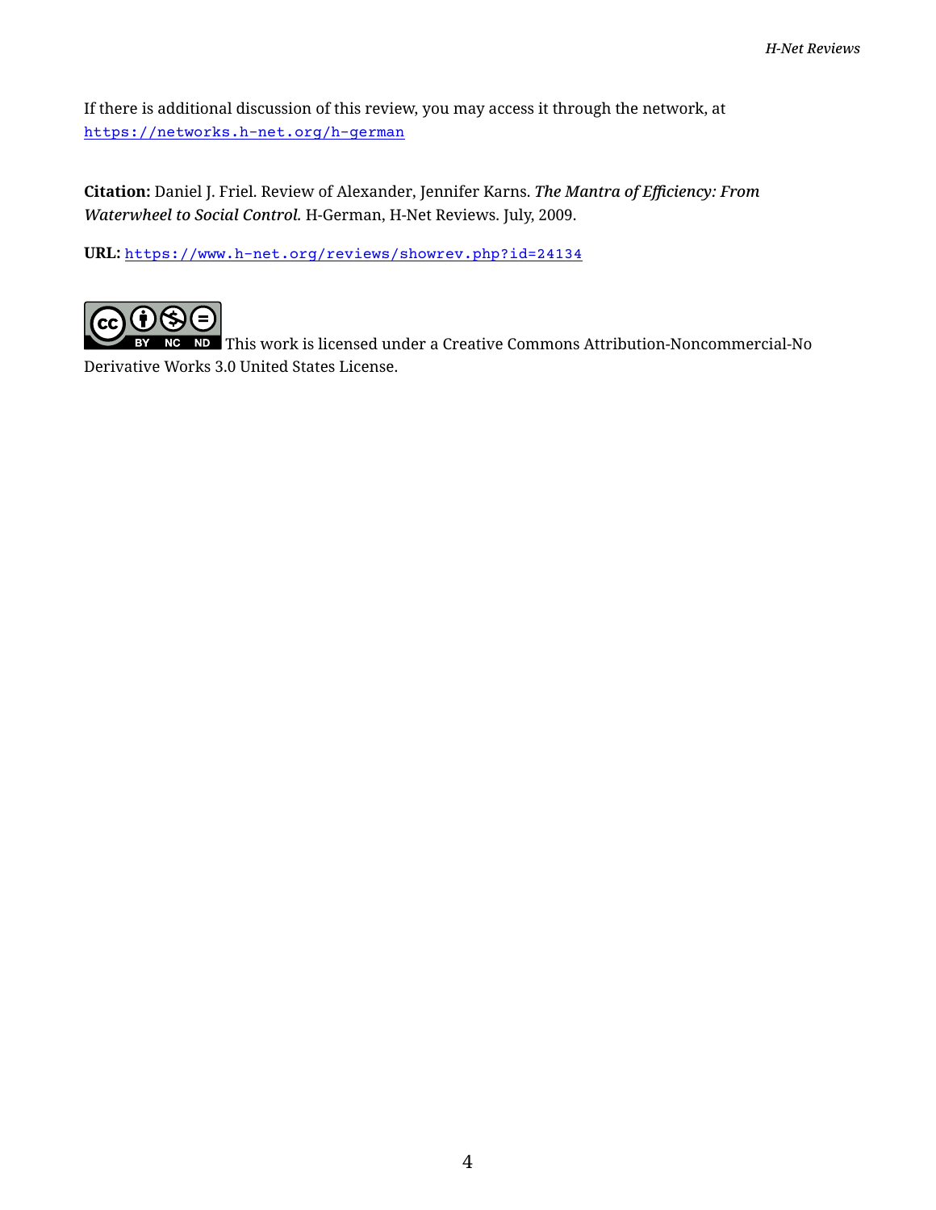If there is additional discussion of this review, you may access it through the network, at https://networks.h-net.org/h-german

**Citation:** Daniel J. Friel. Review of Alexander, Jennifer Karns. *The Mantra of Efficiency: From Waterwheel to Social Control.* H-German, H-Net Reviews. July, 2009.

**URL:** https://www.h-net.org/reviews/showrev.php?id=24134

This work is licensed under a Creative Commons Attribution-Noncommercial-No Derivative Works 3.0 United States License.